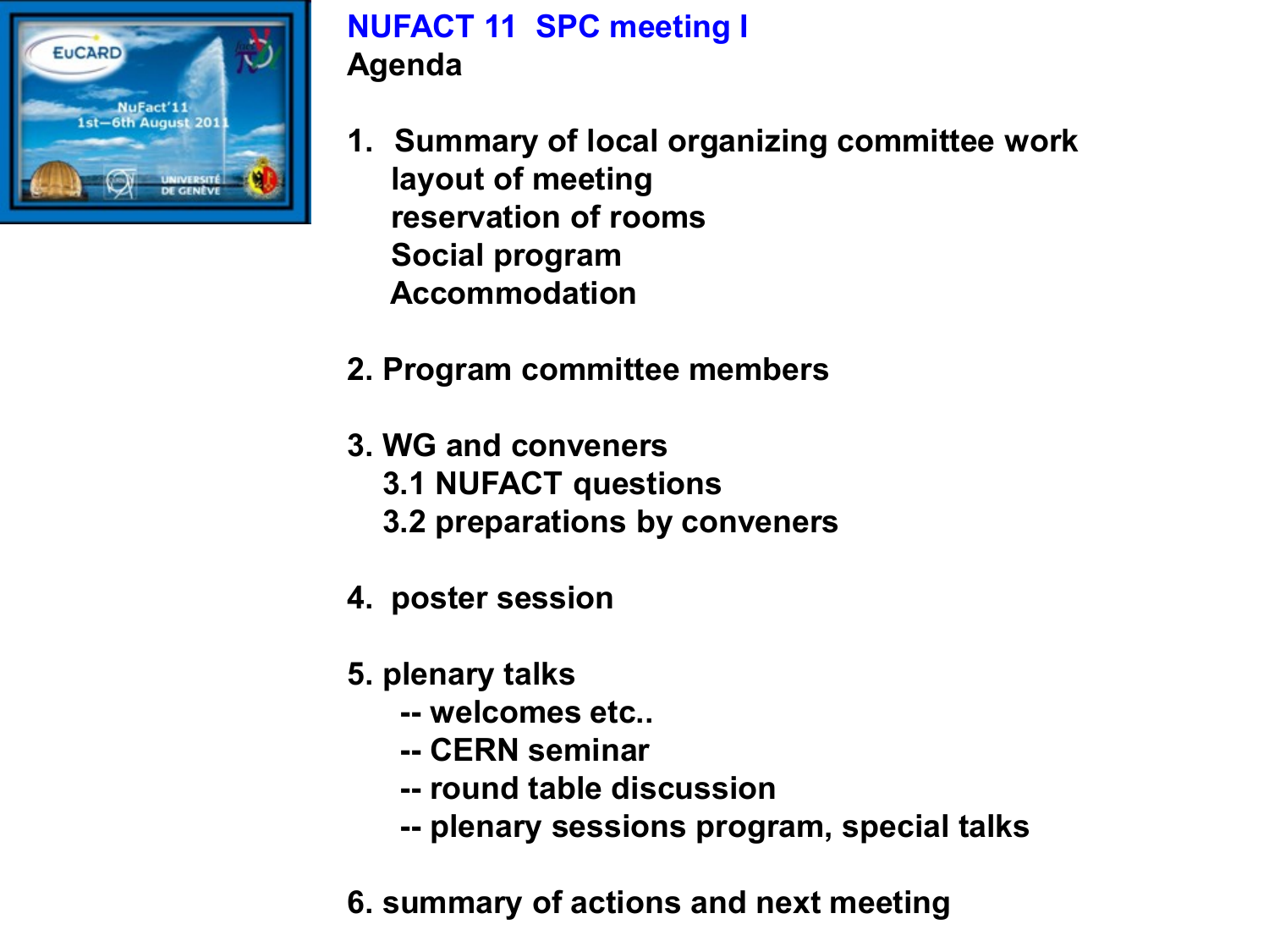# NUFACT 11 SPC meeting I

## Agenda

1. Summary of local organizing committee work
   - layout of meeting
   - reservation of rooms
   - Social program
   - Accommodation

2. Program committee members

3. WG and conveners
   - 3.1 NUFACT questions
   - 3.2 preparations by conveners

4. poster session

5. plenary talks
   - -- welcomes etc..
   - -- CERN seminar
   - -- round table discussion
   - -- plenary sessions program, special talks

6. summary of actions and next meeting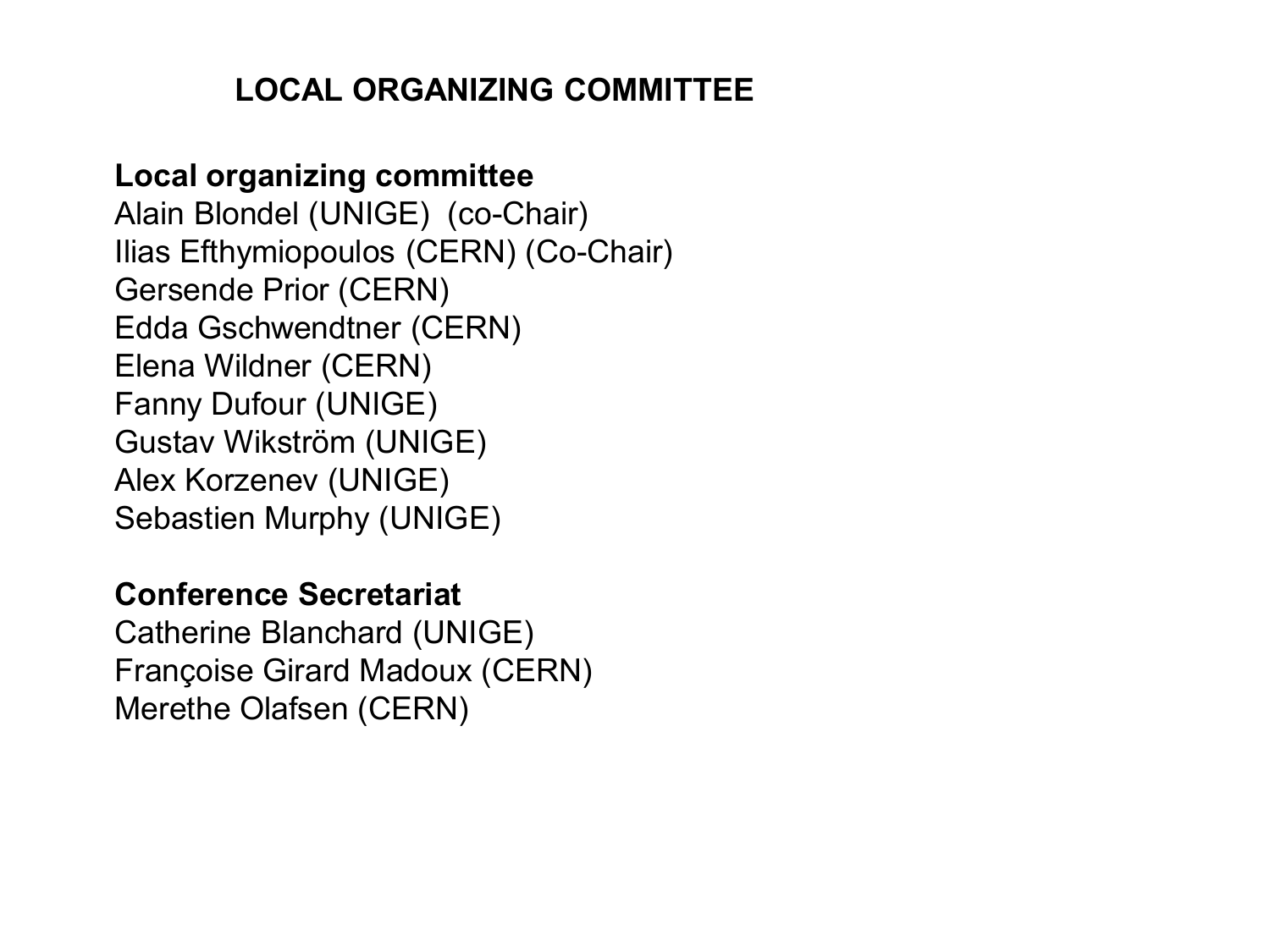# LOCAL ORGANIZING COMMITTEE

**Local organizing committee**

Alain Blondel (UNIGE)  (co-Chair)
Ilias Efthymiopoulos (CERN) (Co-Chair)
Gersende Prior (CERN)
Edda Gschwendtner (CERN)
Elena Wildner (CERN)
Fanny Dufour (UNIGE)
Gustav Wikström (UNIGE)
Alex Korzenev (UNIGE)
Sebastien Murphy (UNIGE)

**Conference Secretariat**

Catherine Blanchard (UNIGE)
Françoise Girard Madoux (CERN)
Merethe Olafsen (CERN)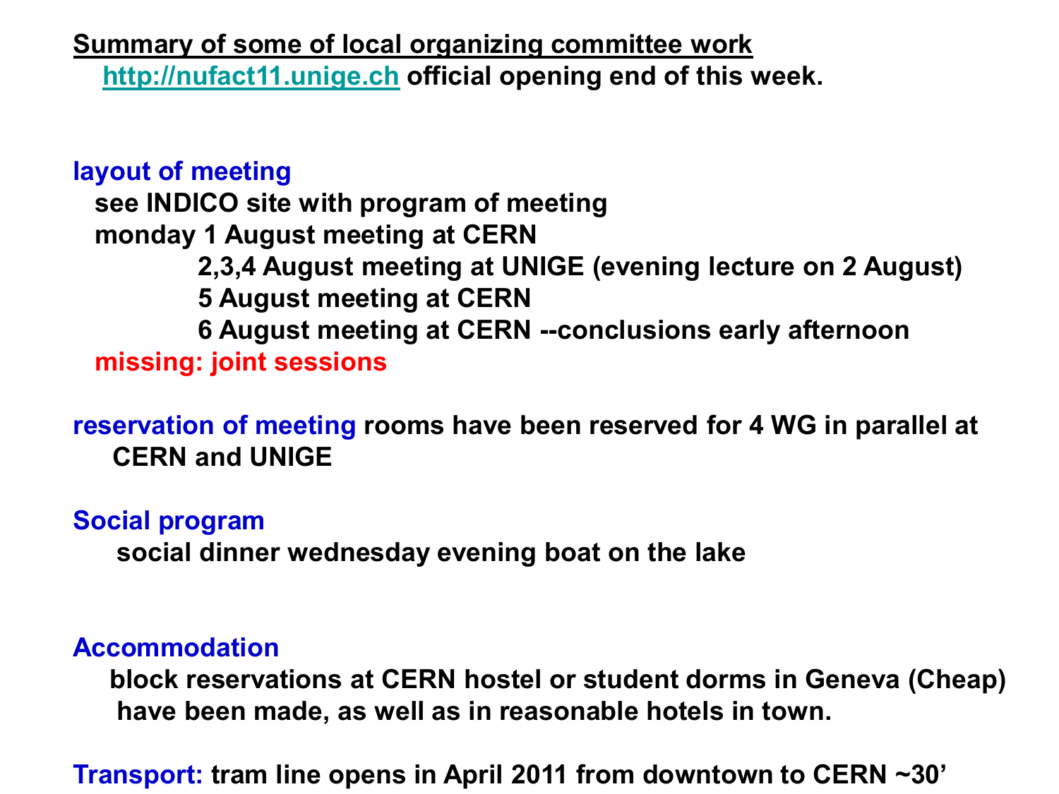**Summary of some of local organizing committee work**

[http://nufact11.unige.ch](http://nufact11.unige.ch) official opening end of this week.

**layout of meeting**

see INDICO site with program of meeting

monday 1 August meeting at CERN

2,3,4 August meeting at UNIGE (evening lecture on 2 August)

5 August meeting at CERN

6 August meeting at CERN --conclusions early afternoon

missing: joint sessions

**reservation of meeting** rooms have been reserved for 4 WG in parallel at CERN and UNIGE

**Social program**

social dinner wednesday evening boat on the lake

**Accommodation**

block reservations at CERN hostel or student dorms in Geneva (Cheap) have been made, as well as in reasonable hotels in town.

**Transport:** tram line opens in April 2011 from downtown to CERN ~30'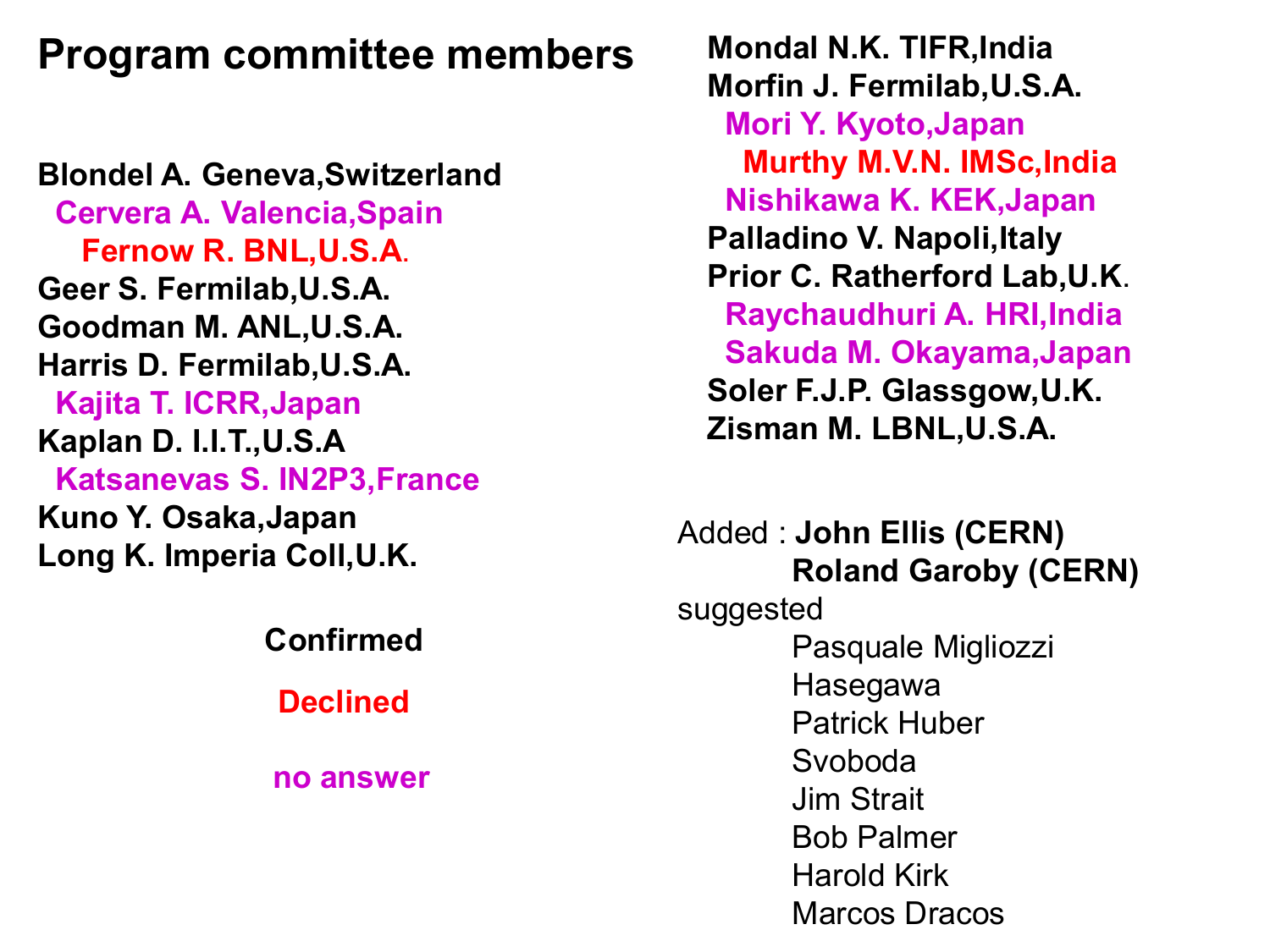# Program committee members

- Blondel A. Geneva,Switzerland
- Cervera A. Valencia,Spain
- Fernow R. BNL,U.S.A.
- Geer S. Fermilab,U.S.A.
- Goodman M. ANL,U.S.A.
- Harris D. Fermilab,U.S.A.
- Kajita T. ICRR,Japan
- Kaplan D. I.I.T.,U.S.A
- Katsanevas S. IN2P3,France
- Kuno Y. Osaka,Japan
- Long K. Imperia Coll,U.K.
- Mondal N.K. TIFR,India
- Morfin J. Fermilab,U.S.A.
- Mori Y. Kyoto,Japan
- Murthy M.V.N. IMSc,India
- Nishikawa K. KEK,Japan
- Palladino V. Napoli,Italy
- Prior C. Ratherford Lab,U.K.
- Raychaudhuri A. HRI,India
- Sakuda M. Okayama,Japan
- Soler F.J.P. Glassgow,U.K.
- Zisman M. LBNL,U.S.A.

**Confirmed**

**Declined**: Fernow R., Murthy M.V.N.

**no answer**: Cervera A., Kajita T., Katsanevas S., Mori Y., Nishikawa K., Raychaudhuri A., Sakuda M.

Added : **John Ellis (CERN)**
**Roland Garoby (CERN)**

suggested

- Pasquale Migliozzi
- Hasegawa
- Patrick Huber
- Svoboda
- Jim Strait
- Bob Palmer
- Harold Kirk
- Marcos Dracos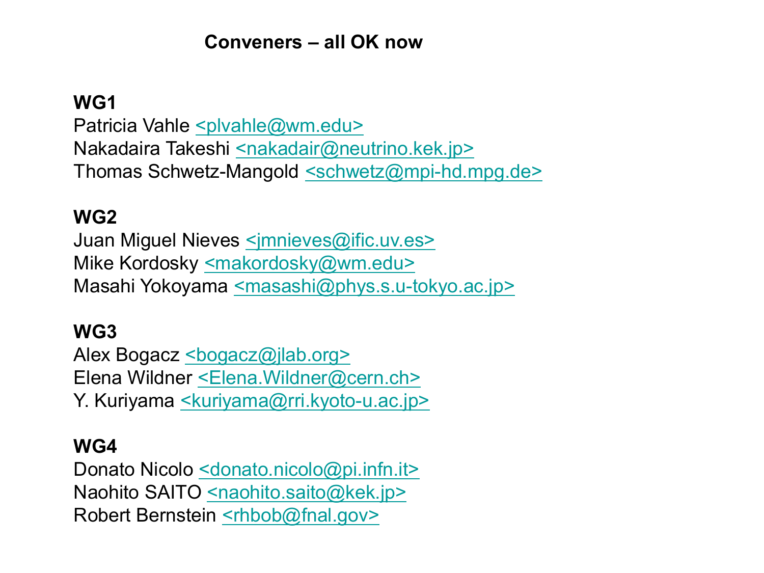# Conveners – all OK now

**WG1**

Patricia Vahle <plvahle@wm.edu>
Nakadaira Takeshi <nakadair@neutrino.kek.jp>
Thomas Schwetz-Mangold <schwetz@mpi-hd.mpg.de>

**WG2**

Juan Miguel Nieves <jmnieves@ific.uv.es>
Mike Kordosky <makordosky@wm.edu>
Masahi Yokoyama <masashi@phys.s.u-tokyo.ac.jp>

**WG3**

Alex Bogacz <bogacz@jlab.org>
Elena Wildner <Elena.Wildner@cern.ch>
Y. Kuriyama <kuriyama@rri.kyoto-u.ac.jp>

**WG4**

Donato Nicolo <donato.nicolo@pi.infn.it>
Naohito SAITO <naohito.saito@kek.jp>
Robert Bernstein <rhbob@fnal.gov>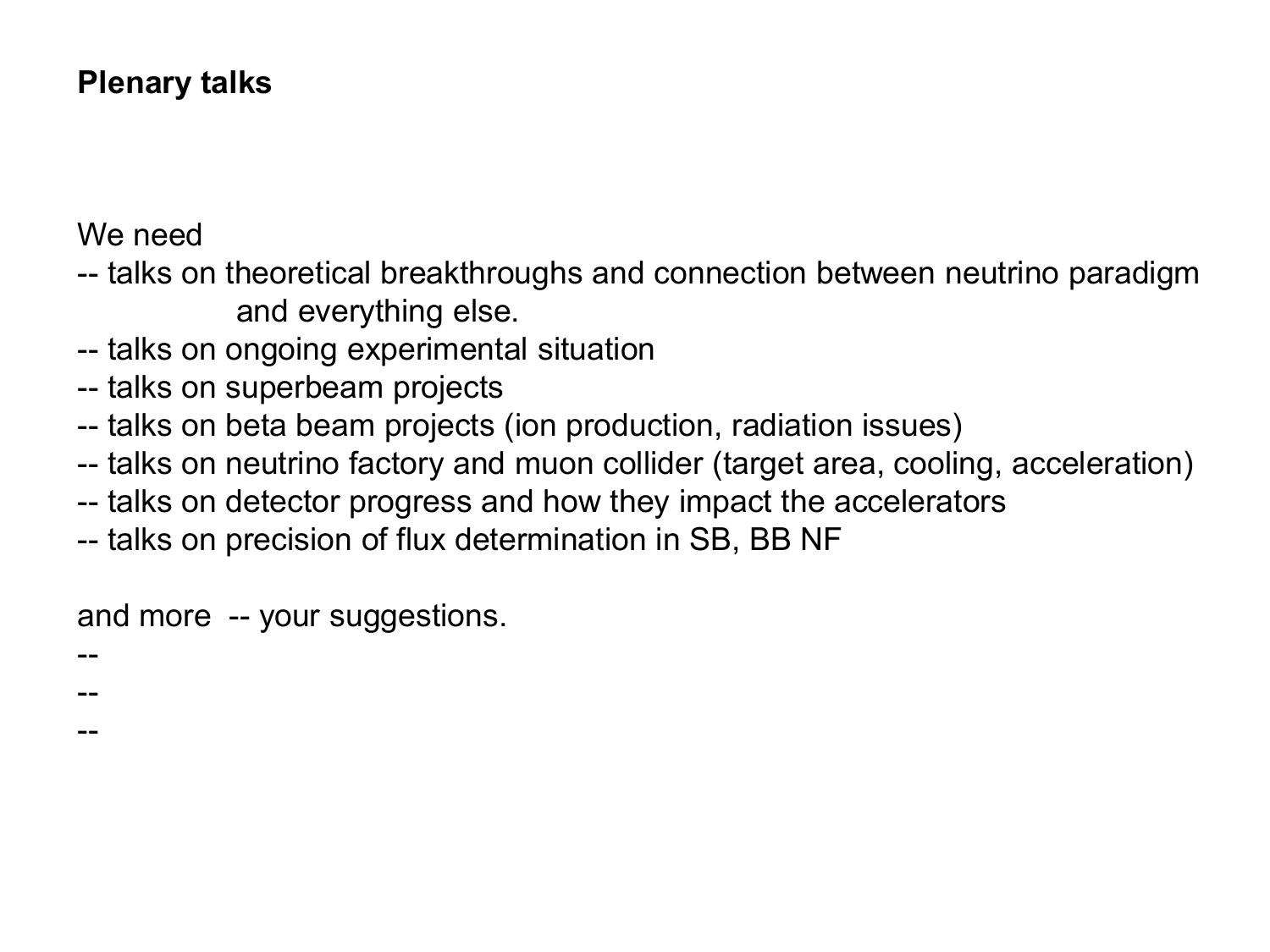**Plenary talks**

We need

-- talks on theoretical breakthroughs and connection between neutrino paradigm and everything else.

-- talks on ongoing experimental situation

-- talks on superbeam projects

-- talks on beta beam projects (ion production, radiation issues)

-- talks on neutrino factory and muon collider (target area, cooling, acceleration)

-- talks on detector progress and how they impact the accelerators

-- talks on precision of flux determination in SB, BB NF

and more -- your suggestions.

--

--

--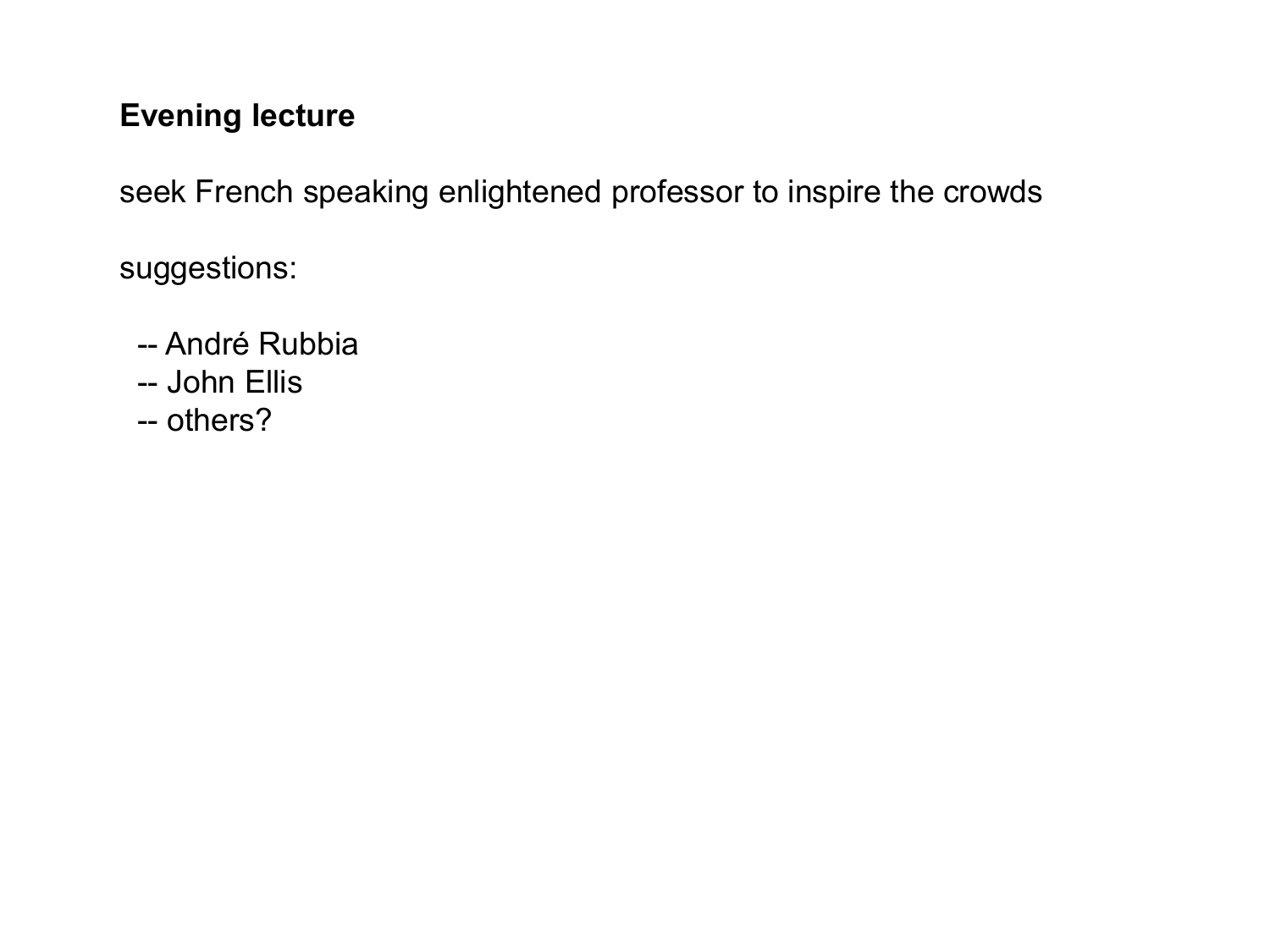**Evening lecture**

seek French speaking enlightened professor to inspire the crowds

suggestions:

- -- André Rubbia
- -- John Ellis
- -- others?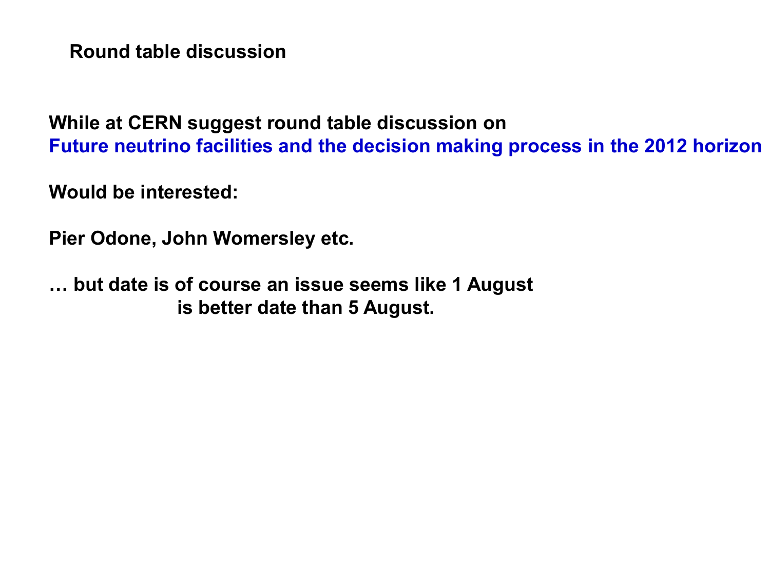## Round table discussion

**While at CERN suggest round table discussion on**
**Future neutrino facilities and the decision making process in the 2012 horizon**

**Would be interested:**

**Pier Odone, John Womersley etc.**

**… but date is of course an issue seems like 1 August is better date than 5 August.**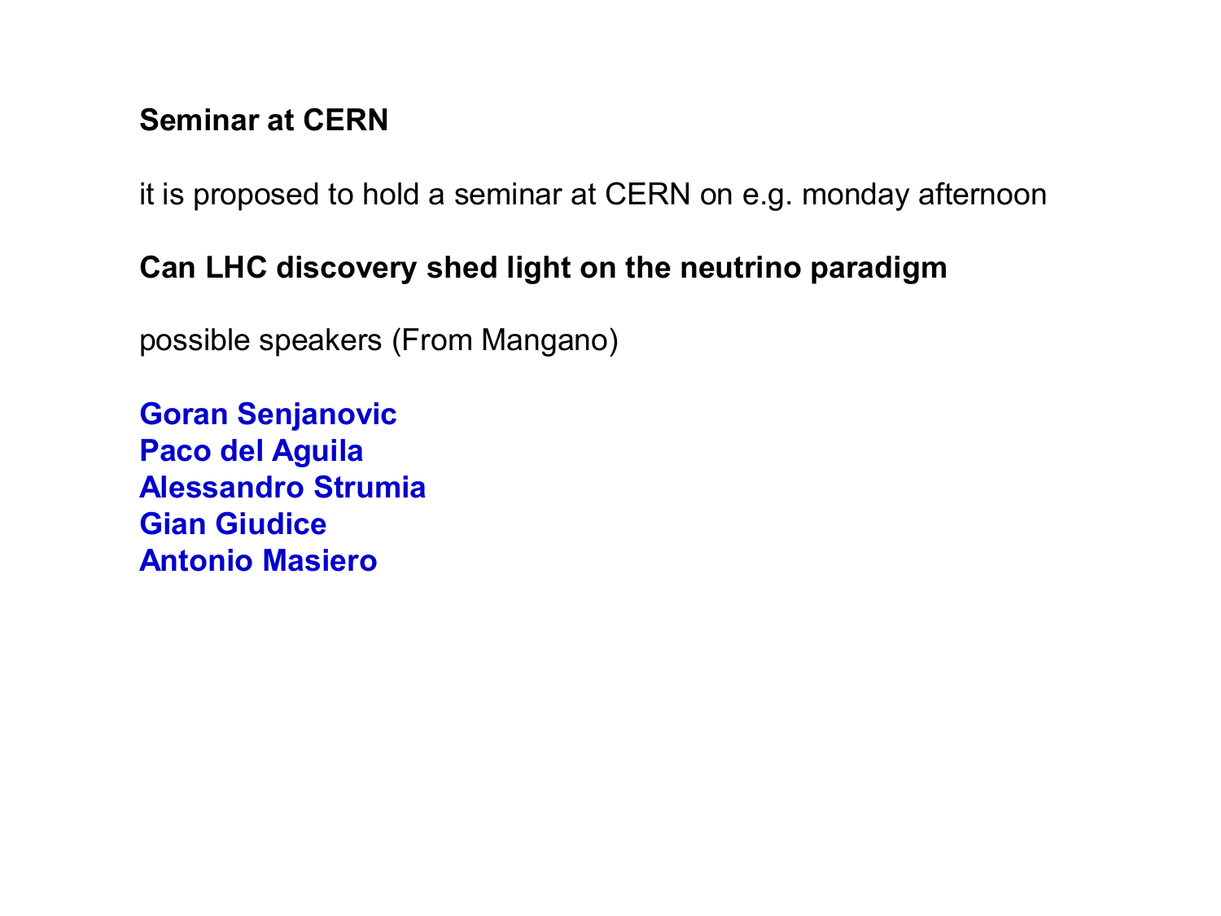**Seminar at CERN**

it is proposed to hold a seminar at CERN on e.g. monday afternoon

**Can LHC discovery shed light on the neutrino paradigm**

possible speakers (From Mangano)

**Goran Senjanovic**
**Paco del Aguila**
**Alessandro Strumia**
**Gian Giudice**
**Antonio Masiero**